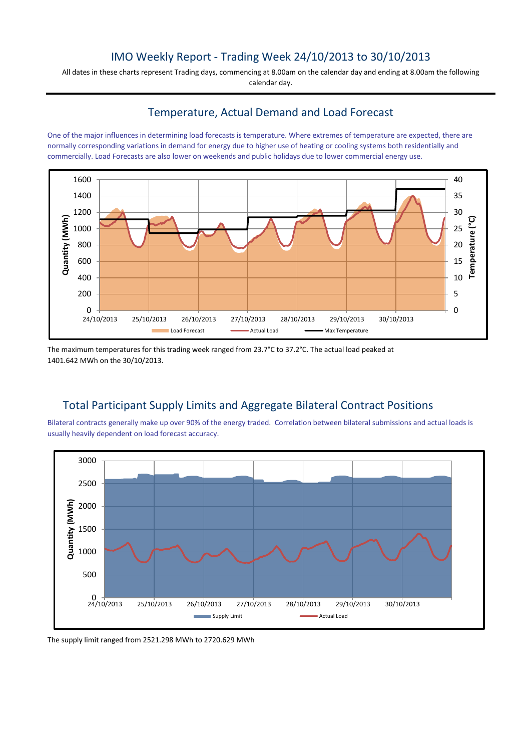# IMO Weekly Report - Trading Week 24/10/2013 to 30/10/2013

All dates in these charts represent Trading days, commencing at 8.00am on the calendar day and ending at 8.00am the following calendar day.

## Temperature, Actual Demand and Load Forecast

One of the major influences in determining load forecasts is temperature. Where extremes of temperature are expected, there are normally corresponding variations in demand for energy due to higher use of heating or cooling systems both residentially and commercially. Load Forecasts are also lower on weekends and public holidays due to lower commercial energy use.

The maximum temperatures for this trading week ranged from 23.7°C to 37.2°C. The actual load peaked at 1401.642 MWh on the 30/10/2013.

## Total Participant Supply Limits and Aggregate Bilateral Contract Positions

Bilateral contracts generally make up over 90% of the energy traded. Correlation between bilateral submissions and actual loads is usually heavily dependent on load forecast accuracy.

The supply limit ranged from 2521.298 MWh to 2720.629 MWh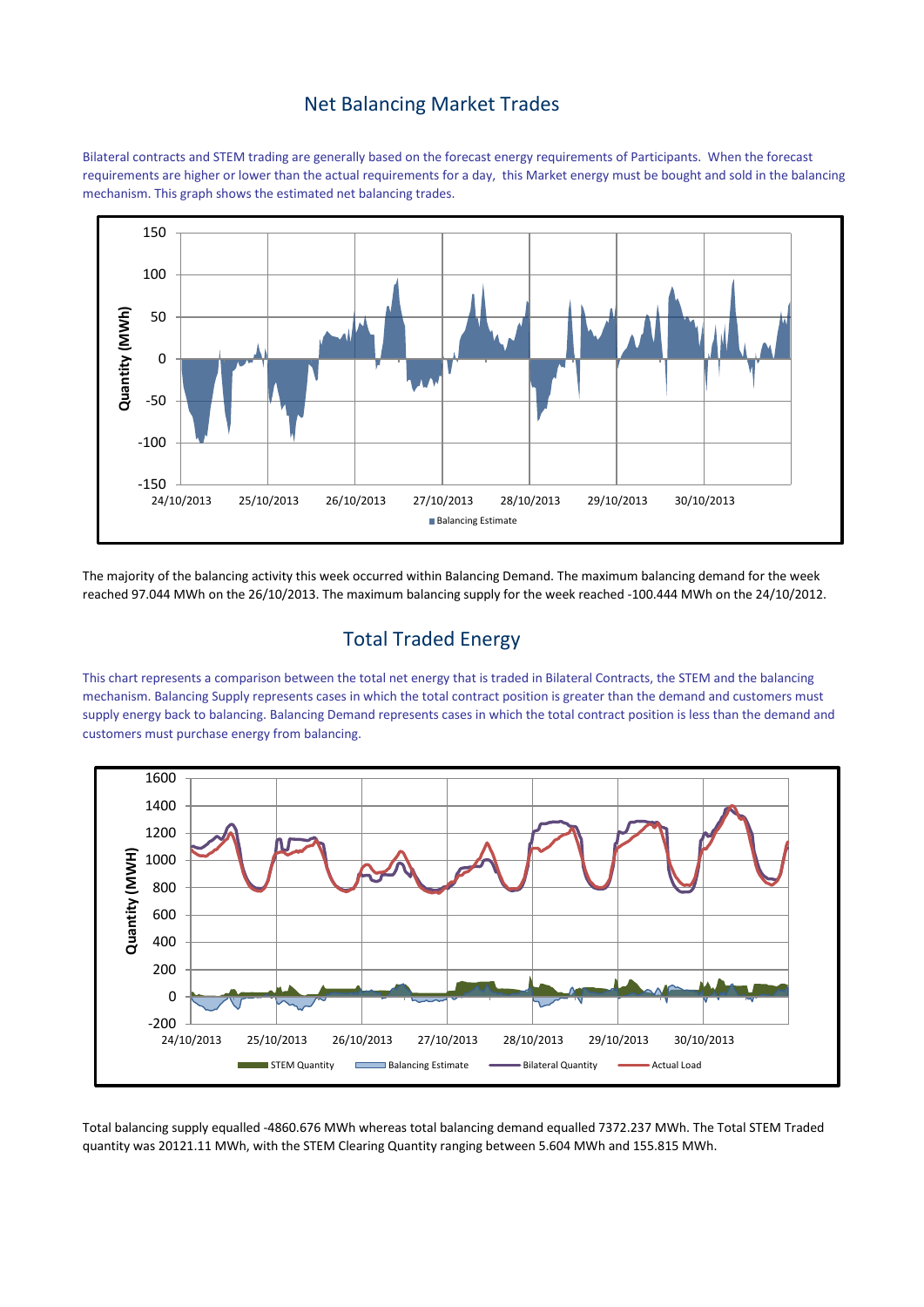## Net Balancing Market Trades

Bilateral contracts and STEM trading are generally based on the forecast energy requirements of Participants. When the forecast requirements are higher or lower than the actual requirements for a day, this Market energy must be bought and sold in the balancing mechanism. This graph shows the estimated net balancing trades.

The majority of the balancing activity this week occurred within Balancing Demand. The maximum balancing demand for the week reached 97.044 MWh on the 26/10/2013. The maximum balancing supply for the week reached -100.444 MWh on the 24/10/2012.

## Total Traded Energy

This chart represents a comparison between the total net energy that is traded in Bilateral Contracts, the STEM and the balancing mechanism. Balancing Supply represents cases in which the total contract position is greater than the demand and customers must supply energy back to balancing. Balancing Demand represents cases in which the total contract position is less than the demand and customers must purchase energy from balancing.

Total balancing supply equalled -4860.676 MWh whereas total balancing demand equalled 7372.237 MWh. The Total STEM Traded quantity was 20121.11 MWh, with the STEM Clearing Quantity ranging between 5.604 MWh and 155.815 MWh.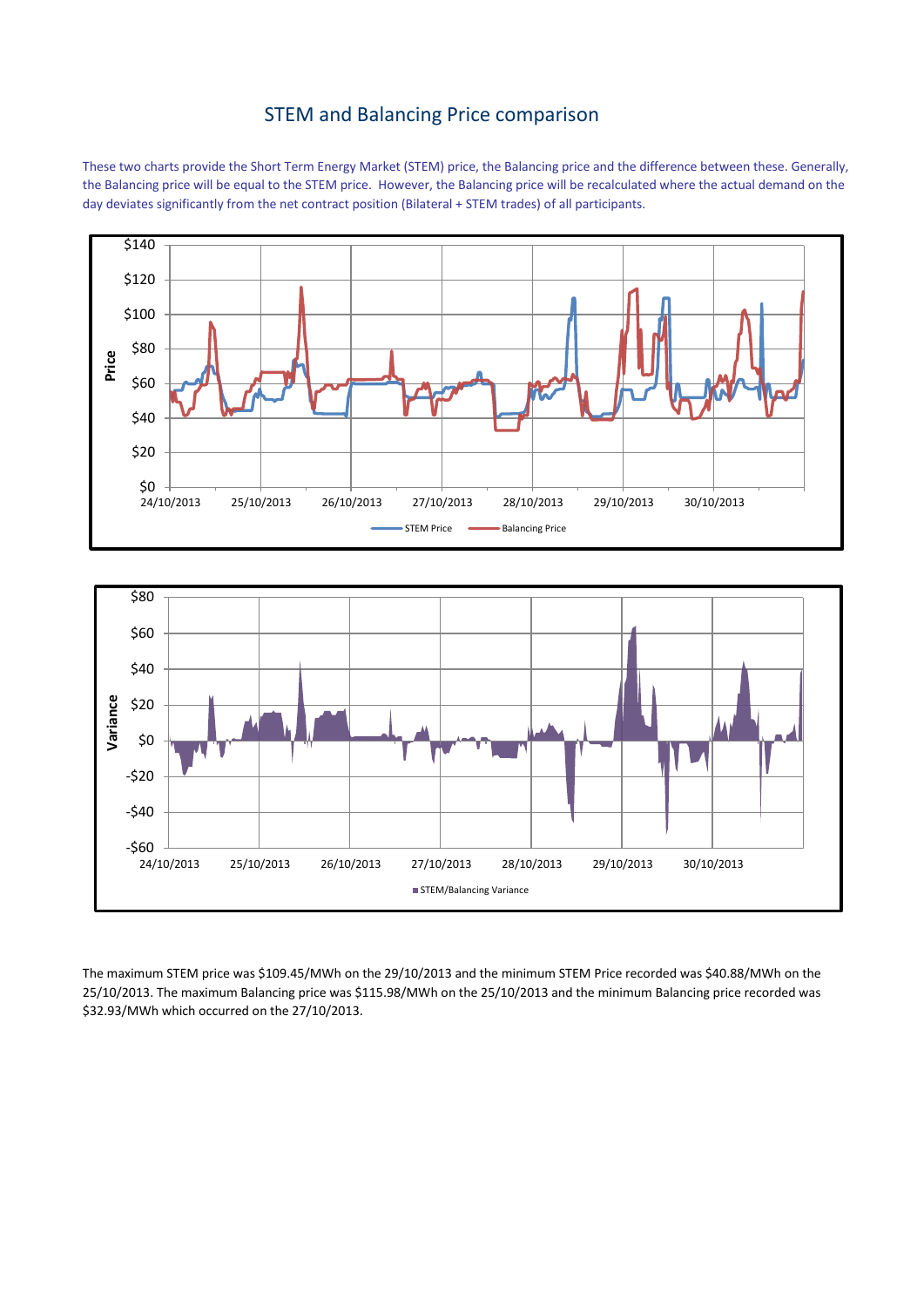# STEM and Balancing Price comparison

These two charts provide the Short Term Energy Market (STEM) price, the Balancing price and the difference between these. Generally, the Balancing price will be equal to the STEM price. However, the Balancing price will be recalculated where the actual demand on the day deviates significantly from the net contract position (Bilateral + STEM trades) of all participants.

Price

$140
$120
$100
$80
$60
$40
$20
$0

24/10/2013
25/10/2013
26/10/2013
27/10/2013
28/10/2013
29/10/2013
30/10/2013

STEM Price
Balancing Price

Variance

$80
$60
$40
$20
$0
-$20
-$40
-$60

24/10/2013
25/10/2013
26/10/2013
27/10/2013
28/10/2013
29/10/2013
30/10/2013

STEM/Balancing Variance

The maximum STEM price was $109.45/MWh on the 29/10/2013 and the minimum STEM Price recorded was $40.88/MWh on the 25/10/2013. The maximum Balancing price was $115.98/MWh on the 25/10/2013 and the minimum Balancing price recorded was $32.93/MWh which occurred on the 27/10/2013.